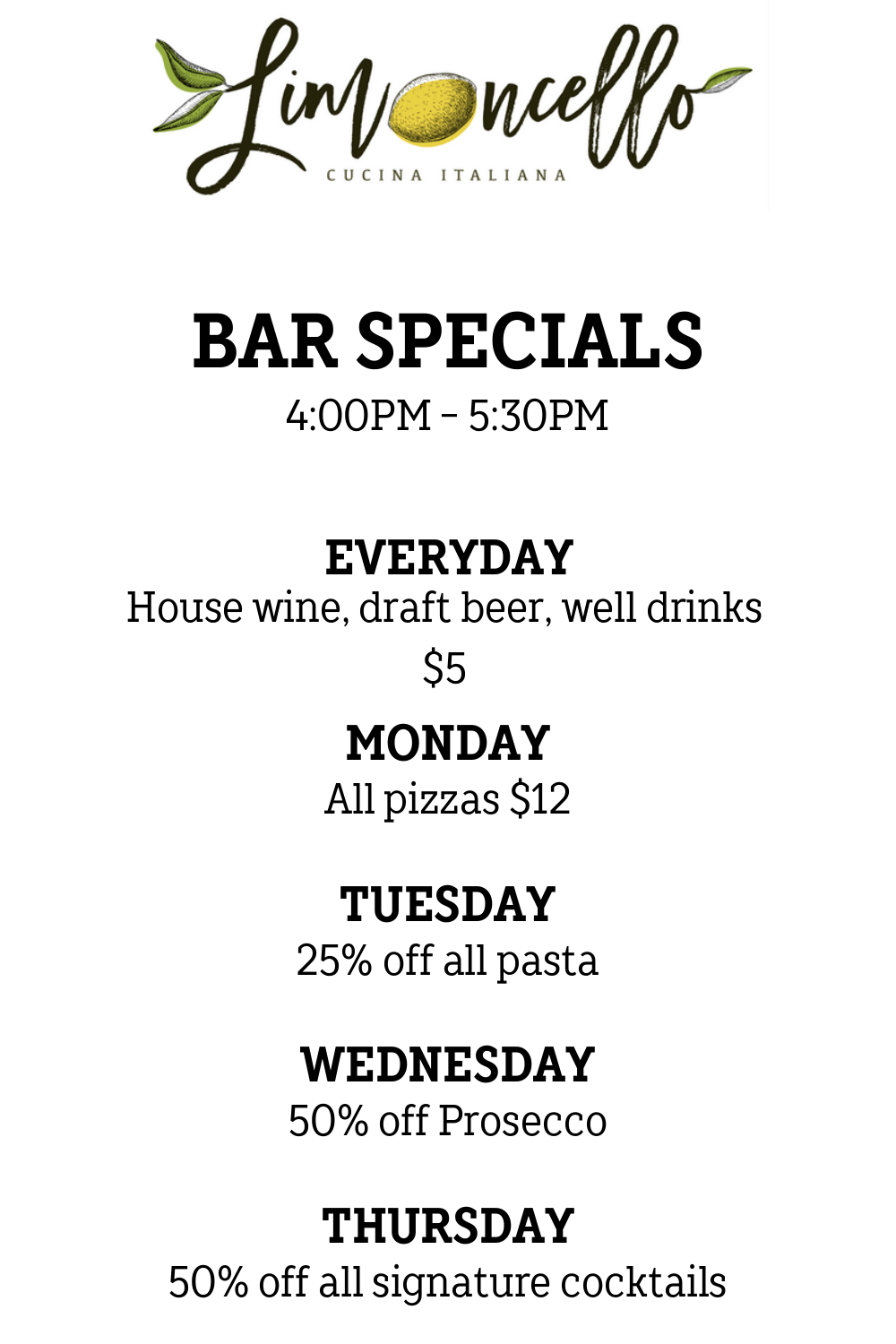Limoncello

CUCINA ITALIANA

# BAR SPECIALS

4:00PM - 5:30PM

## EVERYDAY

House wine, draft beer, well drinks

$5

## MONDAY

All pizzas $12

## TUESDAY

25% off all pasta

## WEDNESDAY

50% off Prosecco

## THURSDAY

50% off all signature cocktails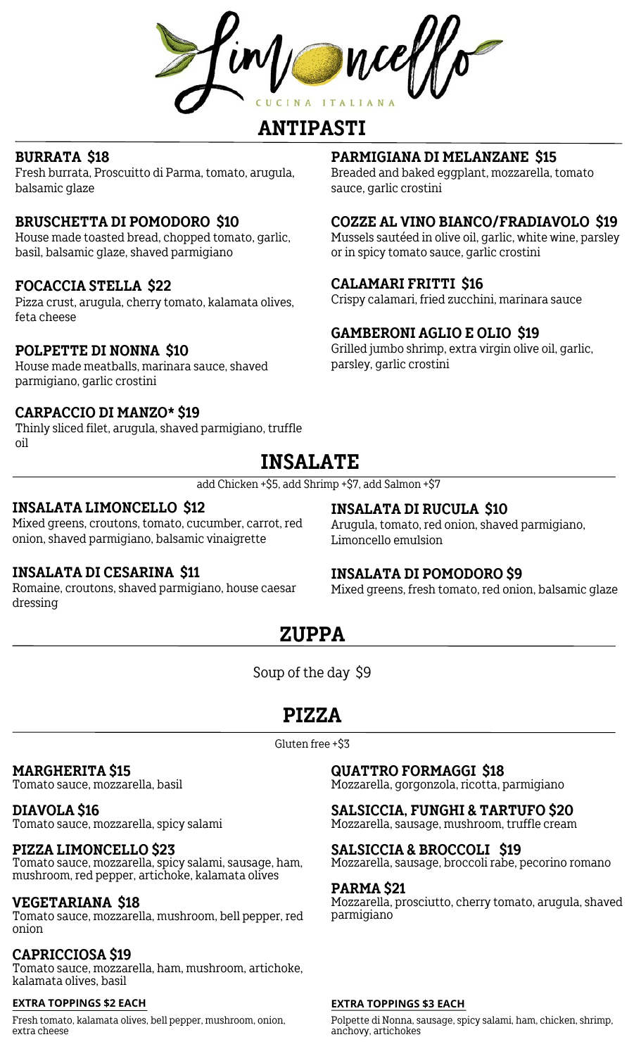# Limoncello

CUCINA ITALIANA

## ANTIPASTI

### BURRATA $18
Fresh burrata, Proscuitto di Parma, tomato, arugula, balsamic glaze

### BRUSCHETTA DI POMODORO $10
House made toasted bread, chopped tomato, garlic, basil, balsamic glaze, shaved parmigiano

### FOCACCIA STELLA $22
Pizza crust, arugula, cherry tomato, kalamata olives, feta cheese

### POLPETTE DI NONNA $10
House made meatballs, marinara sauce, shaved parmigiano, garlic crostini

### CARPACCIO DI MANZO* $19
Thinly sliced filet, arugula, shaved parmigiano, truffle oil

### PARMIGIANA DI MELANZANE $15
Breaded and baked eggplant, mozzarella, tomato sauce, garlic crostini

### COZZE AL VINO BIANCO/FRADIAVOLO $19
Mussels sautéed in olive oil, garlic, white wine, parsley or in spicy tomato sauce, garlic crostini

### CALAMARI FRITTI $16
Crispy calamari, fried zucchini, marinara sauce

### GAMBERONI AGLIO E OLIO $19
Grilled jumbo shrimp, extra virgin olive oil, garlic, parsley, garlic crostini

## INSALATE

add Chicken +$5, add Shrimp +$7, add Salmon +$7

### INSALATA LIMONCELLO $12
Mixed greens, croutons, tomato, cucumber, carrot, red onion, shaved parmigiano, balsamic vinaigrette

### INSALATA DI CESARINA $11
Romaine, croutons, shaved parmigiano, house caesar dressing

### INSALATA DI RUCULA $10
Arugula, tomato, red onion, shaved parmigiano, Limoncello emulsion

### INSALATA DI POMODORO $9
Mixed greens, fresh tomato, red onion, balsamic glaze

## ZUPPA

Soup of the day $9

## PIZZA

Gluten free +$3

### MARGHERITA $15
Tomato sauce, mozzarella, basil

### DIAVOLA $16
Tomato sauce, mozzarella, spicy salami

### PIZZA LIMONCELLO $23
Tomato sauce, mozzarella, spicy salami, sausage, ham, mushroom, red pepper, artichoke, kalamata olives

### VEGETARIANA $18
Tomato sauce, mozzarella, mushroom, bell pepper, red onion

### CAPRICCIOSA $19
Tomato sauce, mozzarella, ham, mushroom, artichoke, kalamata olives, basil

### QUATTRO FORMAGGI $18
Mozzarella, gorgonzola, ricotta, parmigiano

### SALSICCIA, FUNGHI & TARTUFO $20
Mozzarella, sausage, mushroom, truffle cream

### SALSICCIA & BROCCOLI $19
Mozzarella, sausage, broccoli rabe, pecorino romano

### PARMA $21
Mozzarella, prosciutto, cherry tomato, arugula, shaved parmigiano

**EXTRA TOPPINGS $2 EACH**

Fresh tomato, kalamata olives, bell pepper, mushroom, onion, extra cheese

**EXTRA TOPPINGS $3 EACH**

Polpette di Nonna, sausage, spicy salami, ham, chicken, shrimp, anchovy, artichokes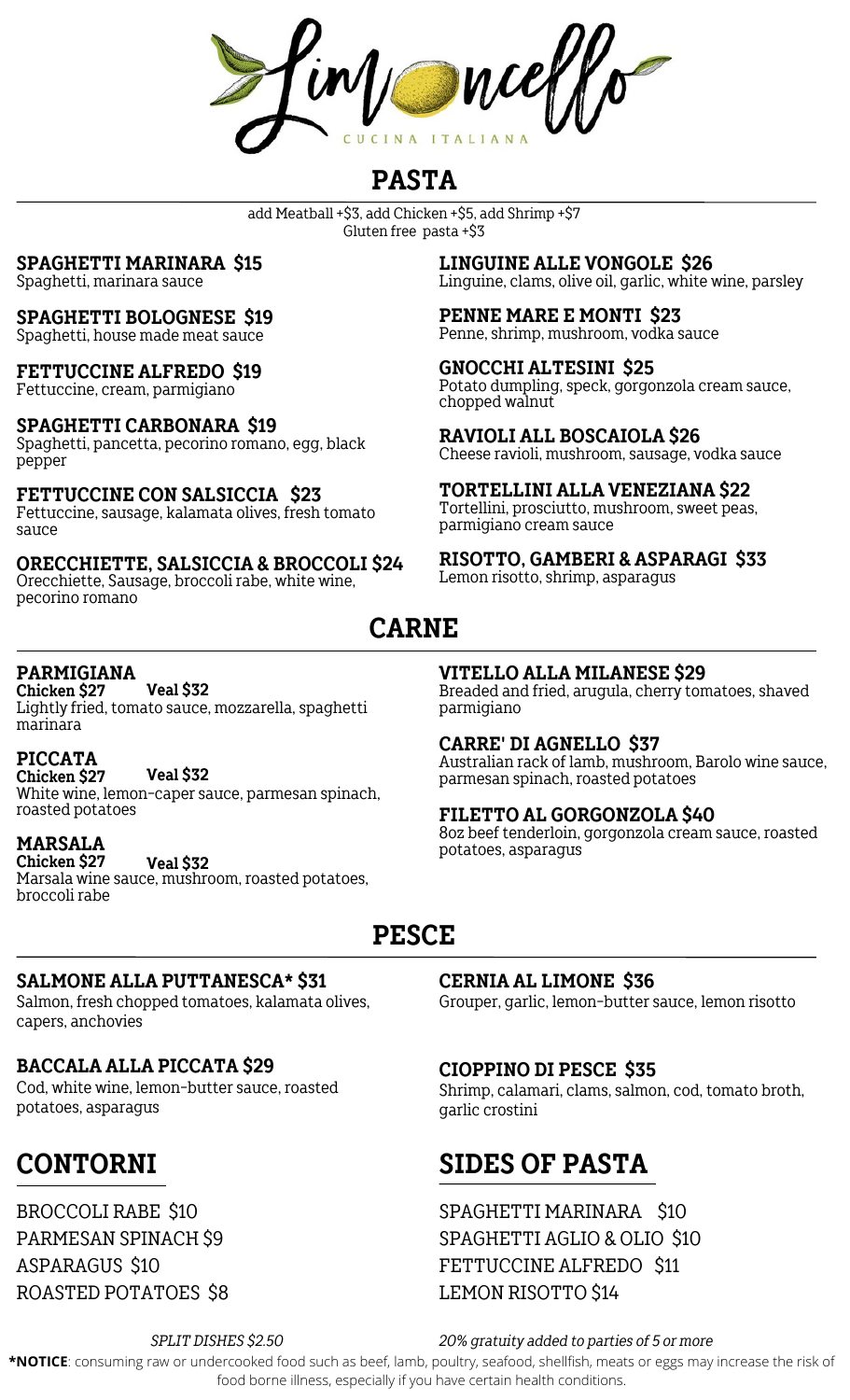# Limoncello

CUCINA ITALIANA

## PASTA

add Meatball +$3, add Chicken +$5, add Shrimp +$7
Gluten free pasta +$3

**SPAGHETTI MARINARA $15**
Spaghetti, marinara sauce

**SPAGHETTI BOLOGNESE $19**
Spaghetti, house made meat sauce

**FETTUCCINE ALFREDO $19**
Fettuccine, cream, parmigiano

**SPAGHETTI CARBONARA $19**
Spaghetti, pancetta, pecorino romano, egg, black pepper

**FETTUCCINE CON SALSICCIA $23**
Fettuccine, sausage, kalamata olives, fresh tomato sauce

**ORECCHIETTE, SALSICCIA & BROCCOLI $24**
Orecchiette, Sausage, broccoli rabe, white wine, pecorino romano

**LINGUINE ALLE VONGOLE $26**
Linguine, clams, olive oil, garlic, white wine, parsley

**PENNE MARE E MONTI $23**
Penne, shrimp, mushroom, vodka sauce

**GNOCCHI ALTESINI $25**
Potato dumpling, speck, gorgonzola cream sauce, chopped walnut

**RAVIOLI ALL BOSCAIOLA $26**
Cheese ravioli, mushroom, sausage, vodka sauce

**TORTELLINI ALLA VENEZIANA $22**
Tortellini, prosciutto, mushroom, sweet peas, parmigiano cream sauce

**RISOTTO, GAMBERI & ASPARAGI $33**
Lemon risotto, shrimp, asparagus

## CARNE

**PARMIGIANA**
**Chicken $27** **Veal $32**
Lightly fried, tomato sauce, mozzarella, spaghetti marinara

**PICCATA**
**Chicken $27** **Veal $32**
White wine, lemon-caper sauce, parmesan spinach, roasted potatoes

**MARSALA**
**Chicken $27** **Veal $32**
Marsala wine sauce, mushroom, roasted potatoes, broccoli rabe

**VITELLO ALLA MILANESE $29**
Breaded and fried, arugula, cherry tomatoes, shaved parmigiano

**CARRE' DI AGNELLO $37**
Australian rack of lamb, mushroom, Barolo wine sauce, parmesan spinach, roasted potatoes

**FILETTO AL GORGONZOLA $40**
8oz beef tenderloin, gorgonzola cream sauce, roasted potatoes, asparagus

## PESCE

**SALMONE ALLA PUTTANESCA* $31**
Salmon, fresh chopped tomatoes, kalamata olives, capers, anchovies

**BACCALA ALLA PICCATA $29**
Cod, white wine, lemon-butter sauce, roasted potatoes, asparagus

**CERNIA AL LIMONE $36**
Grouper, garlic, lemon-butter sauce, lemon risotto

**CIOPPINO DI PESCE $35**
Shrimp, calamari, clams, salmon, cod, tomato broth, garlic crostini

## CONTORNI

BROCCOLI RABE $10
PARMESAN SPINACH $9
ASPARAGUS $10
ROASTED POTATOES $8

## SIDES OF PASTA

SPAGHETTI MARINARA $10
SPAGHETTI AGLIO & OLIO $10
FETTUCCINE ALFREDO $11
LEMON RISOTTO $14

*SPLIT DISHES $2.50*

*20% gratuity added to parties of 5 or more*

***NOTICE**: consuming raw or undercooked food such as beef, lamb, poultry, seafood, shellfish, meats or eggs may increase the risk of food borne illness, especially if you have certain health conditions.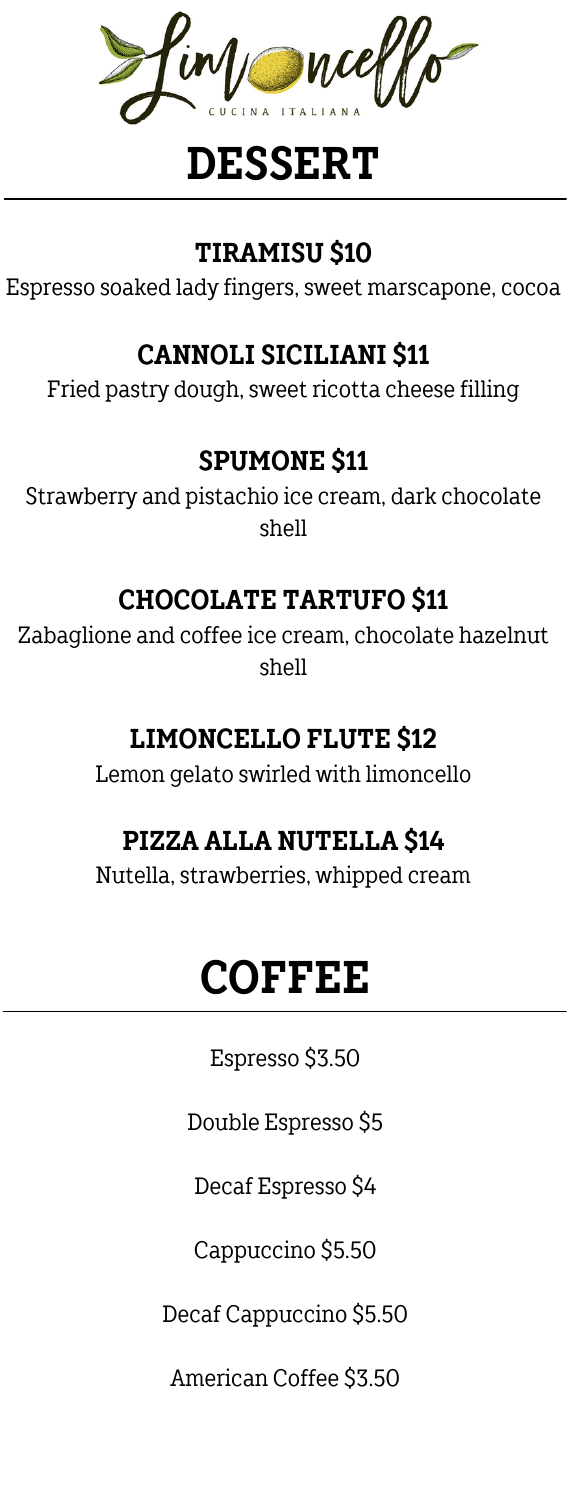Limoncello

CUCINA ITALIANA

# DESSERT

## TIRAMISU $10

Espresso soaked lady fingers, sweet marscapone, cocoa

## CANNOLI SICILIANI $11

Fried pastry dough, sweet ricotta cheese filling

## SPUMONE $11

Strawberry and pistachio ice cream, dark chocolate shell

## CHOCOLATE TARTUFO $11

Zabaglione and coffee ice cream, chocolate hazelnut shell

## LIMONCELLO FLUTE $12

Lemon gelato swirled with limoncello

## PIZZA ALLA NUTELLA $14

Nutella, strawberries, whipped cream

# COFFEE

Espresso $3.50

Double Espresso $5

Decaf Espresso $4

Cappuccino $5.50

Decaf Cappuccino $5.50

American Coffee $3.50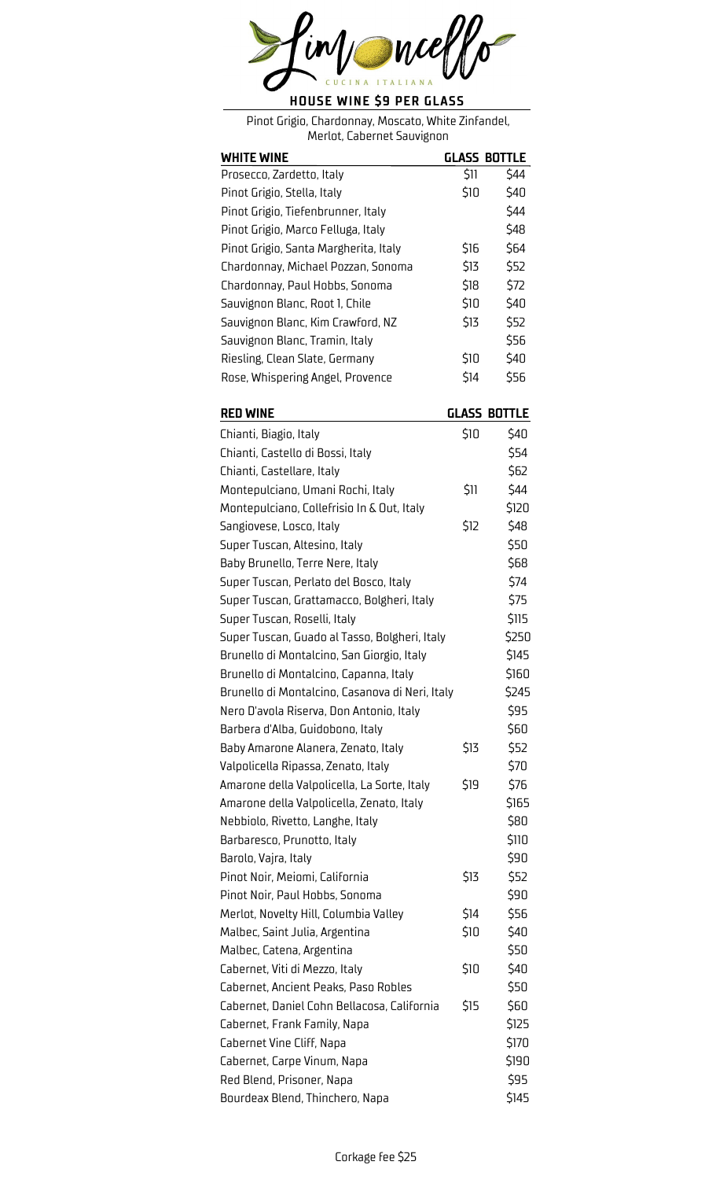# Limoncello

CUCINA ITALIANA

## HOUSE WINE $9 PER GLASS

Pinot Grigio, Chardonnay, Moscato, White Zinfandel, Merlot, Cabernet Sauvignon

| WHITE WINE | GLASS | BOTTLE |
|---|---|---|
| Prosecco, Zardetto, Italy | $11 | $44 |
| Pinot Grigio, Stella, Italy | $10 | $40 |
| Pinot Grigio, Tiefenbrunner, Italy | | $44 |
| Pinot Grigio, Marco Felluga, Italy | | $48 |
| Pinot Grigio, Santa Margherita, Italy | $16 | $64 |
| Chardonnay, Michael Pozzan, Sonoma | $13 | $52 |
| Chardonnay, Paul Hobbs, Sonoma | $18 | $72 |
| Sauvignon Blanc, Root 1, Chile | $10 | $40 |
| Sauvignon Blanc, Kim Crawford, NZ | $13 | $52 |
| Sauvignon Blanc, Tramin, Italy | | $56 |
| Riesling, Clean Slate, Germany | $10 | $40 |
| Rose, Whispering Angel, Provence | $14 | $56 |

| RED WINE | GLASS | BOTTLE |
|---|---|---|
| Chianti, Biagio, Italy | $10 | $40 |
| Chianti, Castello di Bossi, Italy | | $54 |
| Chianti, Castellare, Italy | | $62 |
| Montepulciano, Umani Rochi, Italy | $11 | $44 |
| Montepulciano, Collefrisio In & Out, Italy | | $120 |
| Sangiovese, Losco, Italy | $12 | $48 |
| Super Tuscan, Altesino, Italy | | $50 |
| Baby Brunello, Terre Nere, Italy | | $68 |
| Super Tuscan, Perlato del Bosco, Italy | | $74 |
| Super Tuscan, Grattamacco, Bolgheri, Italy | | $75 |
| Super Tuscan, Roselli, Italy | | $115 |
| Super Tuscan, Guado al Tasso, Bolgheri, Italy | | $250 |
| Brunello di Montalcino, San Giorgio, Italy | | $145 |
| Brunello di Montalcino, Capanna, Italy | | $160 |
| Brunello di Montalcino, Casanova di Neri, Italy | | $245 |
| Nero D'avola Riserva, Don Antonio, Italy | | $95 |
| Barbera d'Alba, Guidobono, Italy | | $60 |
| Baby Amarone Alanera, Zenato, Italy | $13 | $52 |
| Valpolicella Ripassa, Zenato, Italy | | $70 |
| Amarone della Valpolicella, La Sorte, Italy | $19 | $76 |
| Amarone della Valpolicella, Zenato, Italy | | $165 |
| Nebbiolo, Rivetto, Langhe, Italy | | $80 |
| Barbaresco, Prunotto, Italy | | $110 |
| Barolo, Vajra, Italy | | $90 |
| Pinot Noir, Meiomi, California | $13 | $52 |
| Pinot Noir, Paul Hobbs, Sonoma | | $90 |
| Merlot, Novelty Hill, Columbia Valley | $14 | $56 |
| Malbec, Saint Julia, Argentina | $10 | $40 |
| Malbec, Catena, Argentina | | $50 |
| Cabernet, Viti di Mezzo, Italy | $10 | $40 |
| Cabernet, Ancient Peaks, Paso Robles | | $50 |
| Cabernet, Daniel Cohn Bellacosa, California | $15 | $60 |
| Cabernet, Frank Family, Napa | | $125 |
| Cabernet Vine Cliff, Napa | | $170 |
| Cabernet, Carpe Vinum, Napa | | $190 |
| Red Blend, Prisoner, Napa | | $95 |
| Bourdeax Blend, Thinchero, Napa | | $145 |

Corkage fee $25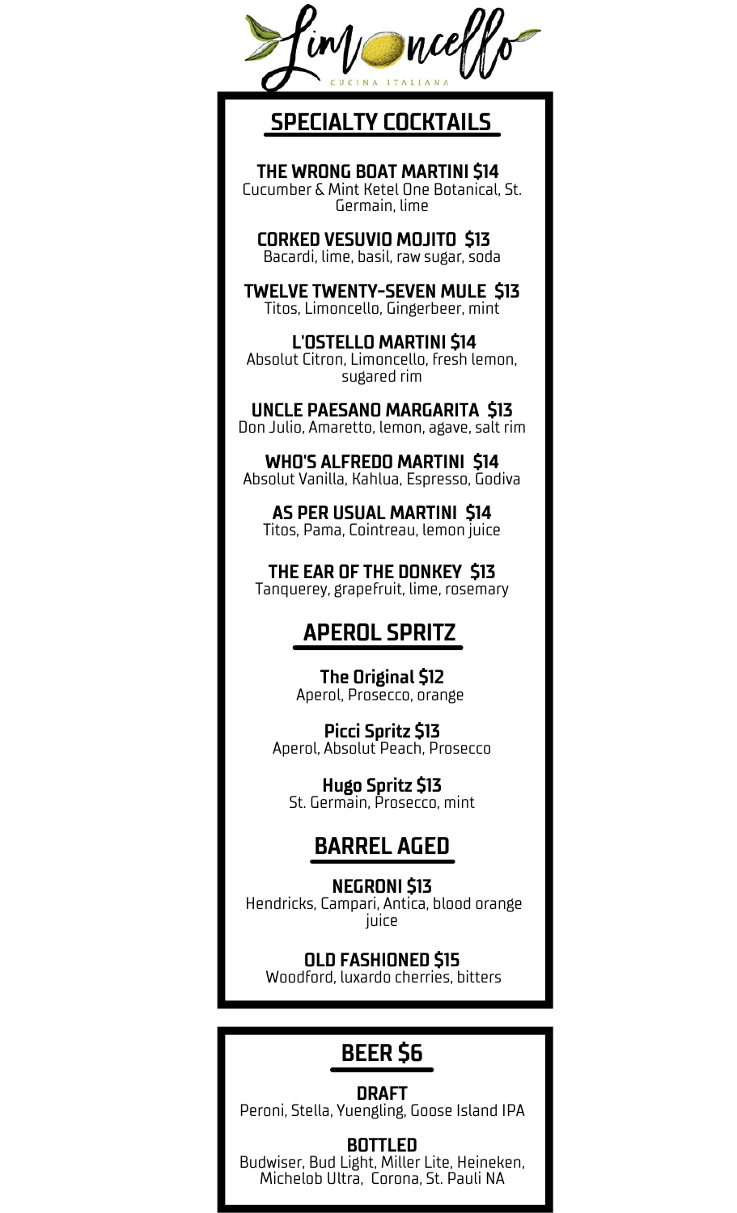# Limoncello

CUCINA ITALIANA

## SPECIALTY COCKTAILS

**THE WRONG BOAT MARTINI $14**
Cucumber & Mint Ketel One Botanical, St. Germain, lime

**CORKED VESUVIO MOJITO $13**
Bacardi, lime, basil, raw sugar, soda

**TWELVE TWENTY-SEVEN MULE $13**
Titos, Limoncello, Gingerbeer, mint

**L'OSTELLO MARTINI $14**
Absolut Citron, Limoncello, fresh lemon, sugared rim

**UNCLE PAESANO MARGARITA $13**
Don Julio, Amaretto, lemon, agave, salt rim

**WHO'S ALFREDO MARTINI $14**
Absolut Vanilla, Kahlua, Espresso, Godiva

**AS PER USUAL MARTINI $14**
Titos, Pama, Cointreau, lemon juice

**THE EAR OF THE DONKEY $13**
Tanquerey, grapefruit, lime, rosemary

## APEROL SPRITZ

**The Original $12**
Aperol, Prosecco, orange

**Picci Spritz $13**
Aperol, Absolut Peach, Prosecco

**Hugo Spritz $13**
St. Germain, Prosecco, mint

## BARREL AGED

**NEGRONI $13**
Hendricks, Campari, Antica, blood orange juice

**OLD FASHIONED $15**
Woodford, luxardo cherries, bitters

## BEER $6

**DRAFT**
Peroni, Stella, Yuengling, Goose Island IPA

**BOTTLED**
Budwiser, Bud Light, Miller Lite, Heineken, Michelob Ultra, Corona, St. Pauli NA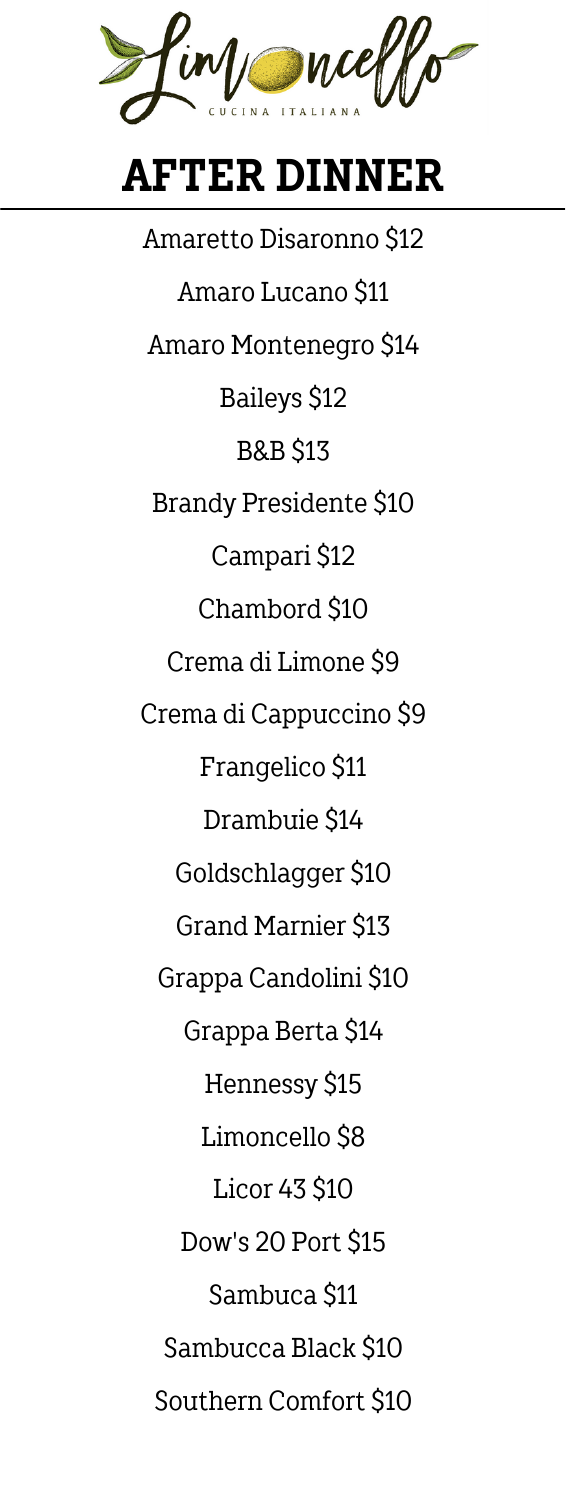Limoncello

CUCINA ITALIANA

# AFTER DINNER

Amaretto Disaronno $12

Amaro Lucano $11

Amaro Montenegro $14

Baileys $12

B&B $13

Brandy Presidente $10

Campari $12

Chambord $10

Crema di Limone $9

Crema di Cappuccino $9

Frangelico $11

Drambuie $14

Goldschlagger $10

Grand Marnier $13

Grappa Candolini $10

Grappa Berta $14

Hennessy $15

Limoncello $8

Licor 43 $10

Dow's 20 Port $15

Sambuca $11

Sambucca Black $10

Southern Comfort $10